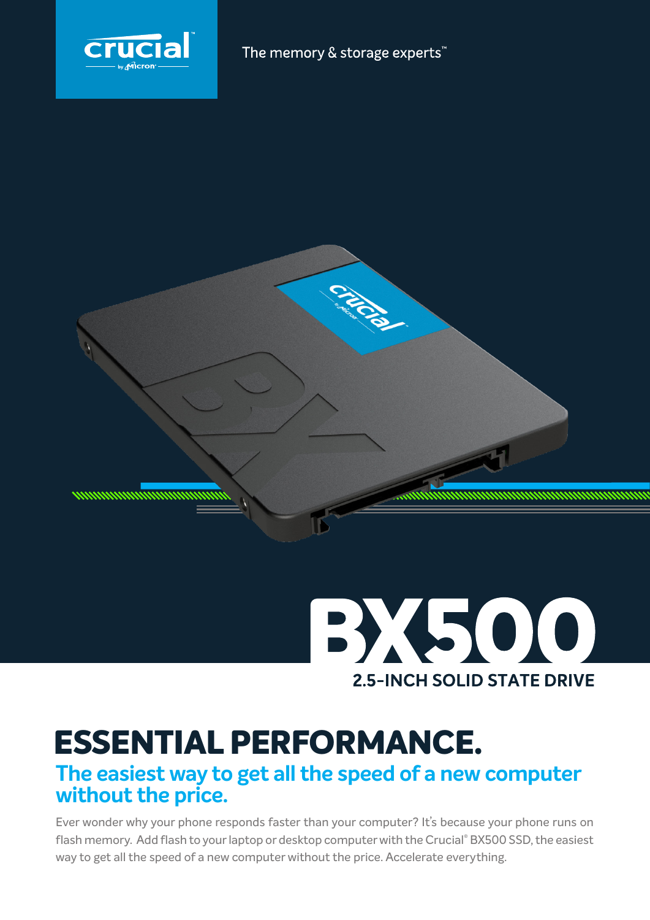crucial by Micron

The memory & storage experts™

# BX500

## 2.5-INCH SOLID STATE DRIVE

# ESSENTIAL PERFORMANCE.

## The easiest way to get all the speed of a new computer without the price.

Ever wonder why your phone responds faster than your computer? It's because your phone runs on flash memory. Add flash to your laptop or desktop computer with the Crucial® BX500 SSD, the easiest way to get all the speed of a new computer without the price. Accelerate everything.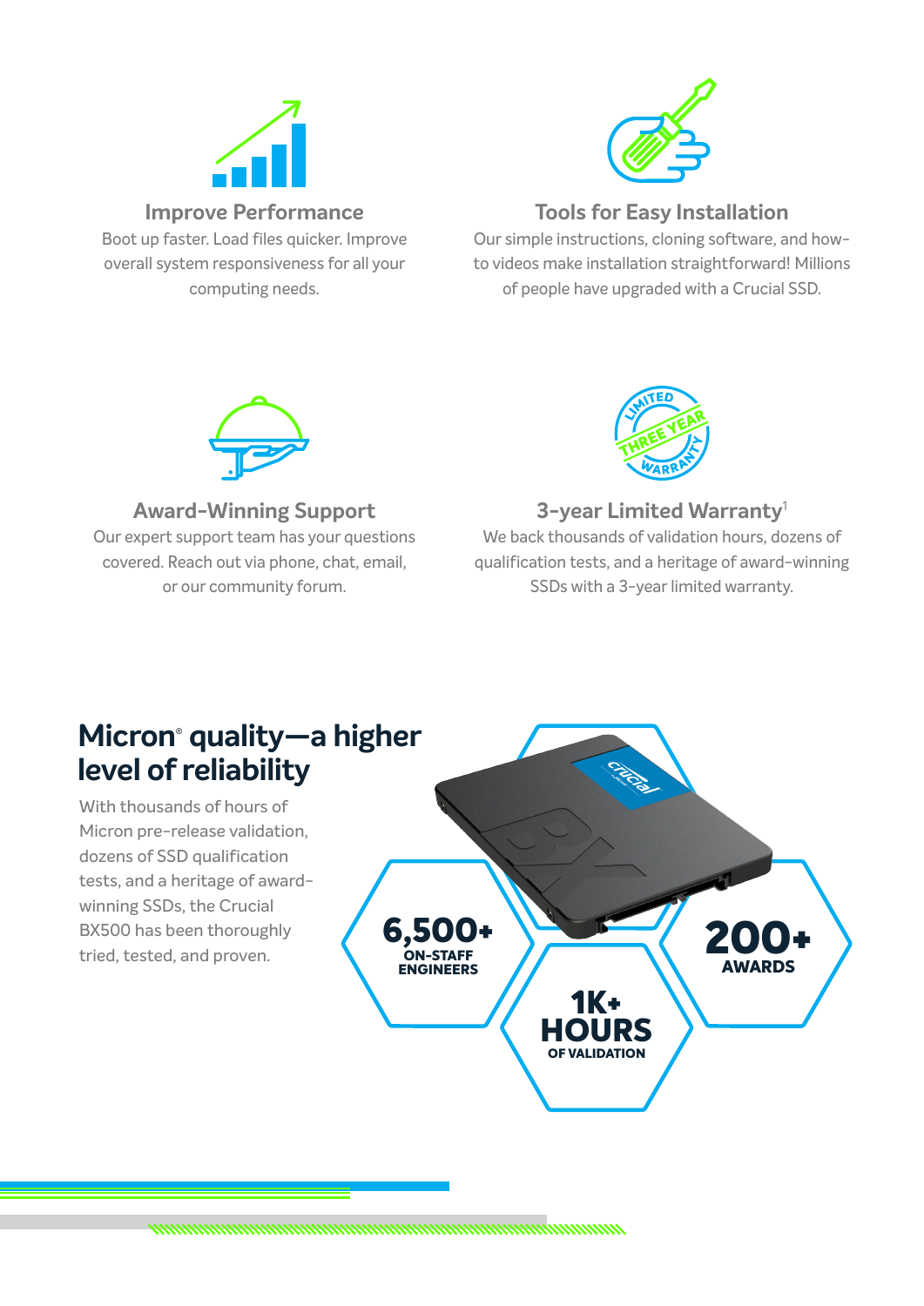### Improve Performance

Boot up faster. Load files quicker. Improve overall system responsiveness for all your computing needs.

### Tools for Easy Installation

Our simple instructions, cloning software, and how-to videos make installation straightforward! Millions of people have upgraded with a Crucial SSD.

### Award-Winning Support

Our expert support team has your questions covered. Reach out via phone, chat, email, or our community forum.

### 3-year Limited Warranty[1]

We back thousands of validation hours, dozens of qualification tests, and a heritage of award-winning SSDs with a 3-year limited warranty.

## Micron® quality—a higher level of reliability

With thousands of hours of Micron pre-release validation, dozens of SSD qualification tests, and a heritage of award-winning SSDs, the Crucial BX500 has been thoroughly tried, tested, and proven.

**6,500+** ON-STAFF ENGINEERS

**1K+ HOURS** OF VALIDATION

**200+** AWARDS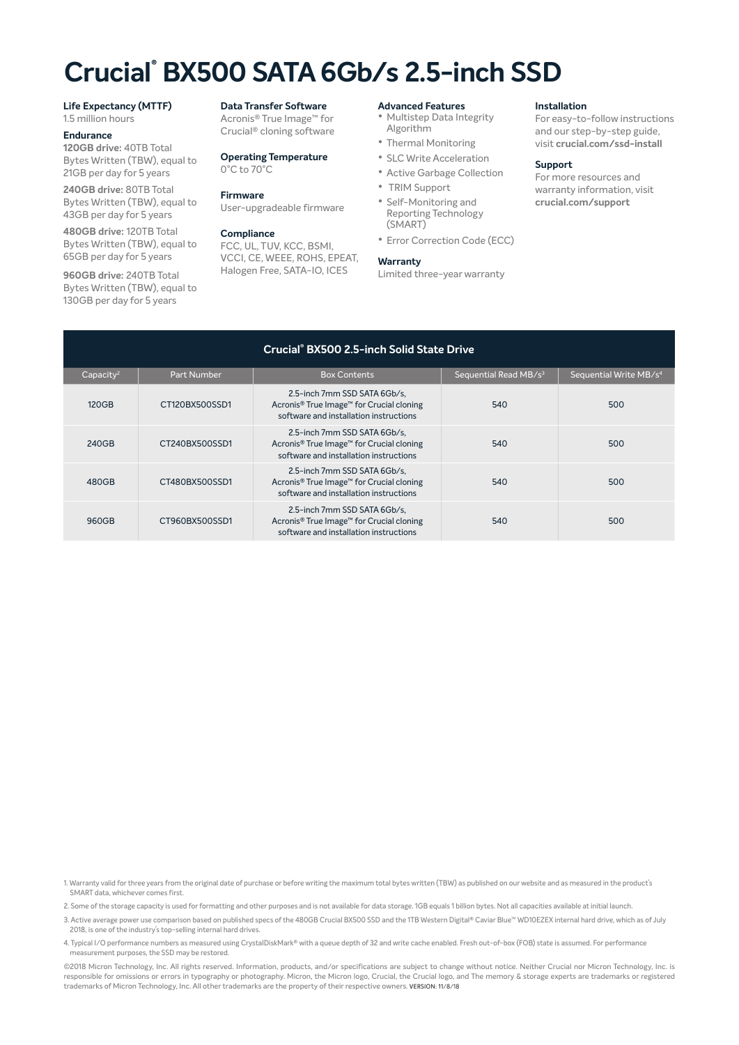# Crucial® BX500 SATA 6Gb/s 2.5-inch SSD

**Life Expectancy (MTTF)**
1.5 million hours

**Endurance**

**120GB drive:** 40TB Total Bytes Written (TBW), equal to 21GB per day for 5 years

**240GB drive:** 80TB Total Bytes Written (TBW), equal to 43GB per day for 5 years

**480GB drive:** 120TB Total Bytes Written (TBW), equal to 65GB per day for 5 years

**960GB drive:** 240TB Total Bytes Written (TBW), equal to 130GB per day for 5 years

**Data Transfer Software**
Acronis® True Image™ for Crucial® cloning software

**Operating Temperature**
0°C to 70°C

**Firmware**
User-upgradeable firmware

**Compliance**
FCC, UL, TUV, KCC, BSMI, VCCI, CE, WEEE, ROHS, EPEAT, Halogen Free, SATA-IO, ICES

**Advanced Features**

- Multistep Data Integrity Algorithm
- Thermal Monitoring
- SLC Write Acceleration
- Active Garbage Collection
- TRIM Support
- Self-Monitoring and Reporting Technology (SMART)
- Error Correction Code (ECC)

**Warranty**
Limited three-year warranty

**Installation**
For easy-to-follow instructions and our step-by-step guide, visit **crucial.com/ssd-install**

**Support**
For more resources and warranty information, visit **crucial.com/support**

**Crucial® BX500 2.5-inch Solid State Drive**

| Capacity[2] | Part Number | Box Contents | Sequential Read MB/s[3] | Sequential Write MB/s[4] |
|---|---|---|---|---|
| 120GB | CT120BX500SSD1 | 2.5-inch 7mm SSD SATA 6Gb/s, Acronis® True Image™ for Crucial cloning software and installation instructions | 540 | 500 |
| 240GB | CT240BX500SSD1 | 2.5-inch 7mm SSD SATA 6Gb/s, Acronis® True Image™ for Crucial cloning software and installation instructions | 540 | 500 |
| 480GB | CT480BX500SSD1 | 2.5-inch 7mm SSD SATA 6Gb/s, Acronis® True Image™ for Crucial cloning software and installation instructions | 540 | 500 |
| 960GB | CT960BX500SSD1 | 2.5-inch 7mm SSD SATA 6Gb/s, Acronis® True Image™ for Crucial cloning software and installation instructions | 540 | 500 |

1. Warranty valid for three years from the original date of purchase or before writing the maximum total bytes written (TBW) as published on our website and as measured in the product's SMART data, whichever comes first.
2. Some of the storage capacity is used for formatting and other purposes and is not available for data storage. 1GB equals 1 billion bytes. Not all capacities available at initial launch.
3. Active average power use comparison based on published specs of the 480GB Crucial BX500 SSD and the 1TB Western Digital® Caviar Blue™ WD10EZEX internal hard drive, which as of July 2018, is one of the industry's top-selling internal hard drives.
4. Typical I/O performance numbers as measured using CrystalDiskMark® with a queue depth of 32 and write cache enabled. Fresh out-of-box (FOB) state is assumed. For performance measurement purposes, the SSD may be restored.

©2018 Micron Technology, Inc. All rights reserved. Information, products, and/or specifications are subject to change without notice. Neither Crucial nor Micron Technology, Inc. is responsible for omissions or errors in typography or photography. Micron, the Micron logo, Crucial, the Crucial logo, and The memory & storage experts are trademarks or registered trademarks of Micron Technology, Inc. All other trademarks are the property of their respective owners. VERSION: 11/8/18